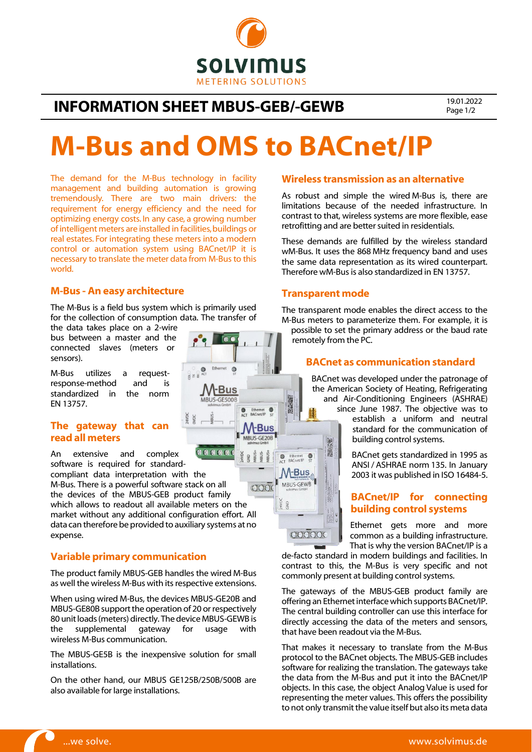# INFORMATION SHEET MBUS-GEB/-GEWB

# M-Bus and OMS to BACnet/IP

The demand for the M-Bus technology in facility management and building automation is growing tremendously. There are two main drivers: the requirement for energy efficiency and the need for optimizing energy costs. In any case, a growing number of intelligent meters are installed in facilities, buildings or real estates. For integrating these meters into a modern control or automation system using BACnet/IP it is necessary to translate the meter data from M-Bus to this world.

## M-Bus - An easy architecture

The M-Bus is a field bus system which is primarily used for the collection of consumption data. The transfer of the data takes place on a 2-wire bus between a master and the connected slaves (meters or sensors).

M-Bus utilizes a request-response-method and is standardized in the norm EN 13757.

## The gateway that can read all meters

An extensive and complex software is required for standard-compliant data interpretation with the M-Bus. There is a powerful software stack on all the devices of the MBUS-GEB product family which allows to readout all available meters on the market without any additional configuration effort. All data can therefore be provided to auxiliary systems at no expense.

## Variable primary communication

The product family MBUS-GEB handles the wired M-Bus as well the wireless M-Bus with its respective extensions.

When using wired M-Bus, the devices MBUS-GE20B and MBUS-GE80B support the operation of 20 or respectively 80 unit loads (meters) directly. The device MBUS-GEWB is the supplemental gateway for usage with wireless M-Bus communication.

The MBUS-GE5B is the inexpensive solution for small installations.

On the other hand, our MBUS GE125B/250B/500B are also available for large installations.

## Wireless transmission as an alternative

As robust and simple the wired M-Bus is, there are limitations because of the needed infrastructure. In contrast to that, wireless systems are more flexible, ease retrofitting and are better suited in residentials.

These demands are fulfilled by the wireless standard wM-Bus. It uses the 868 MHz frequency band and uses the same data representation as its wired counterpart. Therefore wM-Bus is also standardized in EN 13757.

## Transparent mode

The transparent mode enables the direct access to the M-Bus meters to parameterize them. For example, it is possible to set the primary address or the baud rate remotely from the PC.

## BACnet as communication standard

BACnet was developed under the patronage of the American Society of Heating, Refrigerating and Air-Conditioning Engineers (ASHRAE) since June 1987. The objective was to establish a uniform and neutral standard for the communication of building control systems.

BACnet gets standardized in 1995 as ANSI / ASHRAE norm 135. In January 2003 it was published in ISO 16484-5.

## BACnet/IP for connecting building control systems

Ethernet gets more and more common as a building infrastructure. That is why the version BACnet/IP is a de-facto standard in modern buildings and facilities. In contrast to this, the M-Bus is very specific and not commonly present at building control systems.

The gateways of the MBUS-GEB product family are offering an Ethernet interface which supports BACnet/IP. The central building controller can use this interface for directly accessing the data of the meters and sensors, that have been readout via the M-Bus.

That makes it necessary to translate from the M-Bus protocol to the BACnet objects. The MBUS-GEB includes software for realizing the translation. The gateways take the data from the M-Bus and put it into the BACnet/IP objects. In this case, the object Analog Value is used for representing the meter values. This offers the possibility to not only transmit the value itself but also its meta data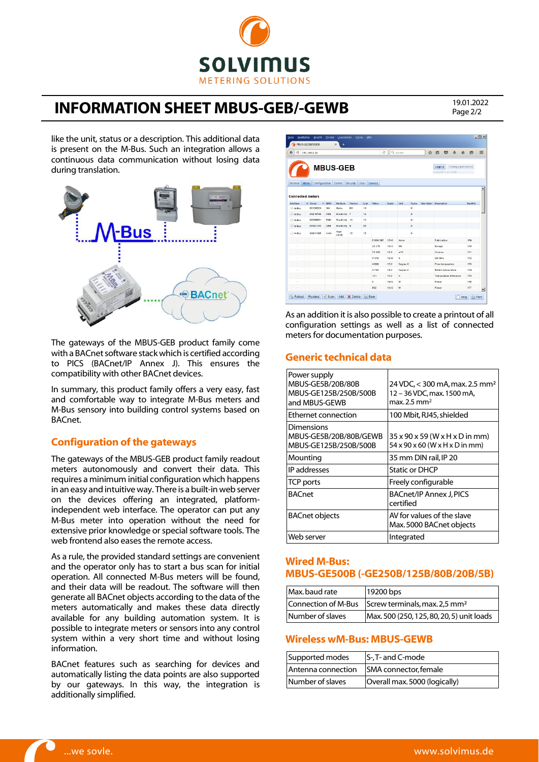like the unit, status or a description. This additional data is present on the M-Bus. Such an integration allows a continuous data communication without losing data during translation.

The gateways of the MBUS-GEB product family come with a BACnet software stack which is certified according to PICS (BACnet/IP Annex J). This ensures the compatibility with other BACnet devices.

In summary, this product family offers a very easy, fast and comfortable way to integrate M-Bus meters and M-Bus sensory into building control systems based on BACnet.

## Configuration of the gateways

The gateways of the MBUS-GEB product family readout meters autonomously and convert their data. This requires a minimum initial configuration which happens in an easy and intuitive way. There is a built-in web server on the devices offering an integrated, platform-independent web interface. The operator can put any M-Bus meter into operation without the need for extensive prior knowledge or special software tools. The web frontend also eases the remote access.

As a rule, the provided standard settings are convenient and the operator only has to start a bus scan for initial operation. All connected M-Bus meters will be found, and their data will be readout. The software will then generate all BACnet objects according to the data of the meters automatically and makes these data directly available for any building automation system. It is possible to integrate meters or sensors into any control system within a very short time and without losing information.

BACnet features such as searching for devices and automatically listing the data points are also supported by our gateways. In this way, the integration is additionally simplified.

As an addition it is also possible to create a printout of all configuration settings as well as a list of connected meters for documentation purposes.

## Generic technical data

| | |
|---|---|
| Power supply<br>MBUS-GE5B/20B/80B<br>MBUS-GE125B/250B/500B and MBUS-GEWB | 24 VDC, < 300 mA, max. 2.5 mm²<br>12 – 36 VDC, max. 1500 mA, max. 2.5 mm² |
| Ethernet connection | 100 Mbit, RJ45, shielded |
| Dimensions<br>MBUS-GE5B/20B/80B/GEWB<br>MBUS-GE125B/250B/500B | <br>35 x 90 x 59 (W x H x D in mm)<br>54 x 90 x 60 (W x H x D in mm) |
| Mounting | 35 mm DIN rail, IP 20 |
| IP addresses | Static or DHCP |
| TCP ports | Freely configurable |
| BACnet | BACnet/IP Annex J, PICS certified |
| BACnet objects | AV for values of the slave<br>Max. 5000 BACnet objects |
| Web server | Integrated |

## Wired M-Bus: MBUS-GE500B (-GE250B/125B/80B/20B/5B)

| | |
|---|---|
| Max. baud rate | 19200 bps |
| Connection of M-Bus | Screw terminals, max. 2,5 mm² |
| Number of slaves | Max. 500 (250, 125, 80, 20, 5) unit loads |

## Wireless wM-Bus: MBUS-GEWB

| | |
|---|---|
| Supported modes | S-, T- and C-mode |
| Antenna connection | SMA connector, female |
| Number of slaves | Overall max. 5000 (logically) |